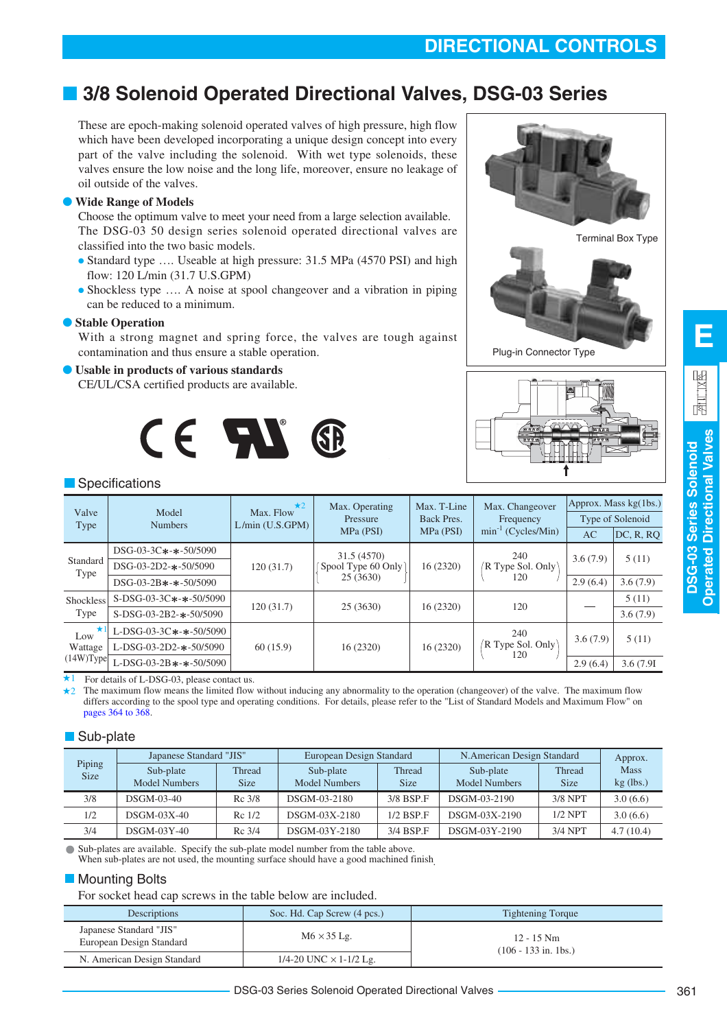# 3/8 Solenoid Operated Directional Valves, DSG-03 Series

These are epoch-making solenoid operated valves of high pressure, high flow which have been developed incorporating a unique design concept into every part of the valve including the solenoid. With wet type solenoids, these valves ensure the low noise and the long life, moreover, ensure no leakage of oil outside of the valves.

**● Wide Range of Models**

Choose the optimum valve to meet your need from a large selection available. The DSG-03 50 design series solenoid operated directional valves are classified into the two basic models.

- Standard type …. Useable at high pressure: 31.5 MPa (4570 PSI) and high flow: 120 L/min (31.7 U.S.GPM)
- Shockless type …. A noise at spool changeover and a vibration in piping can be reduced to a minimum.

**● Stable Operation**

With a strong magnet and spring force, the valves are tough against contamination and thus ensure a stable operation.

**● Usable in products of various standards**

CE/UL/CSA certified products are available.

Terminal Box Type

Plug-in Connector Type

## Specifications

| Valve Type | Model Numbers | Max. Flow ★2 L/min (U.S.GPM) | Max. Operating Pressure MPa (PSI) | Max. T-Line Back Pres. MPa (PSI) | Max. Changeover Frequency $min^{-1}$ (Cycles/Min) | Approx. Mass kg(lbs.) Type of Solenoid AC | DC, R, RQ |
|---|---|---|---|---|---|---|---|
| Standard Type | DSG-03-3C∗-∗-50/5090 | 120 (31.7) | 31.5 (4570) (Spool Type 60 Only 25 (3630)) | 16 (2320) | 240 (R Type Sol. Only 120) | 3.6 (7.9) | 5 (11) |
| | DSG-03-2D2-∗-50/5090 | | | | | | |
| | DSG-03-2B∗-∗-50/5090 | | | | | 2.9 (6.4) | 3.6 (7.9) |
| Shockless Type | S-DSG-03-3C∗-∗-50/5090 | 120 (31.7) | 25 (3630) | 16 (2320) | 120 | — | 5 (11) |
| | S-DSG-03-2B2-∗-50/5090 | | | | | | 3.6 (7.9) |
| Low ★1 Wattage (14W)Type | L-DSG-03-3C∗-∗-50/5090 | 60 (15.9) | 16 (2320) | 16 (2320) | 240 (R Type Sol. Only 120) | 3.6 (7.9) | 5 (11) |
| | L-DSG-03-2D2-∗-50/5090 | | | | | | |
| | L-DSG-03-2B∗-∗-50/5090 | | | | | 2.9 (6.4) | 3.6 (7.9) |

★1 For details of L-DSG-03, please contact us.
★2 The maximum flow means the limited flow without inducing any abnormality to the operation (changeover) of the valve. The maximum flow differs according to the spool type and operating conditions. For details, please refer to the "List of Standard Models and Maximum Flow" on pages 364 to 368.

## Sub-plate

| Piping Size | Japanese Standard "JIS" Sub-plate Model Numbers | Thread Size | European Design Standard Sub-plate Model Numbers | Thread Size | N.American Design Standard Sub-plate Model Numbers | Thread Size | Approx. Mass kg (lbs.) |
|---|---|---|---|---|---|---|---|
| 3/8 | DSGM-03-40 | Rc 3/8 | DSGM-03-2180 | 3/8 BSP.F | DSGM-03-2190 | 3/8 NPT | 3.0 (6.6) |
| 1/2 | DSGM-03X-40 | Rc 1/2 | DSGM-03X-2180 | 1/2 BSP.F | DSGM-03X-2190 | 1/2 NPT | 3.0 (6.6) |
| 3/4 | DSGM-03Y-40 | Rc 3/4 | DSGM-03Y-2180 | 3/4 BSP.F | DSGM-03Y-2190 | 3/4 NPT | 4.7 (10.4) |

● Sub-plates are available. Specify the sub-plate model number from the table above.
When sub-plates are not used, the mounting surface should have a good machined finish.

## Mounting Bolts

For socket head cap screws in the table below are included.

| Descriptions | Soc. Hd. Cap Screw (4 pcs.) | Tightening Torque |
|---|---|---|
| Japanese Standard "JIS" European Design Standard | M6 × 35 Lg. | 12 - 15 Nm (106 - 133 in. lbs.) |
| N. American Design Standard | 1/4-20 UNC × 1-1/2 Lg. | |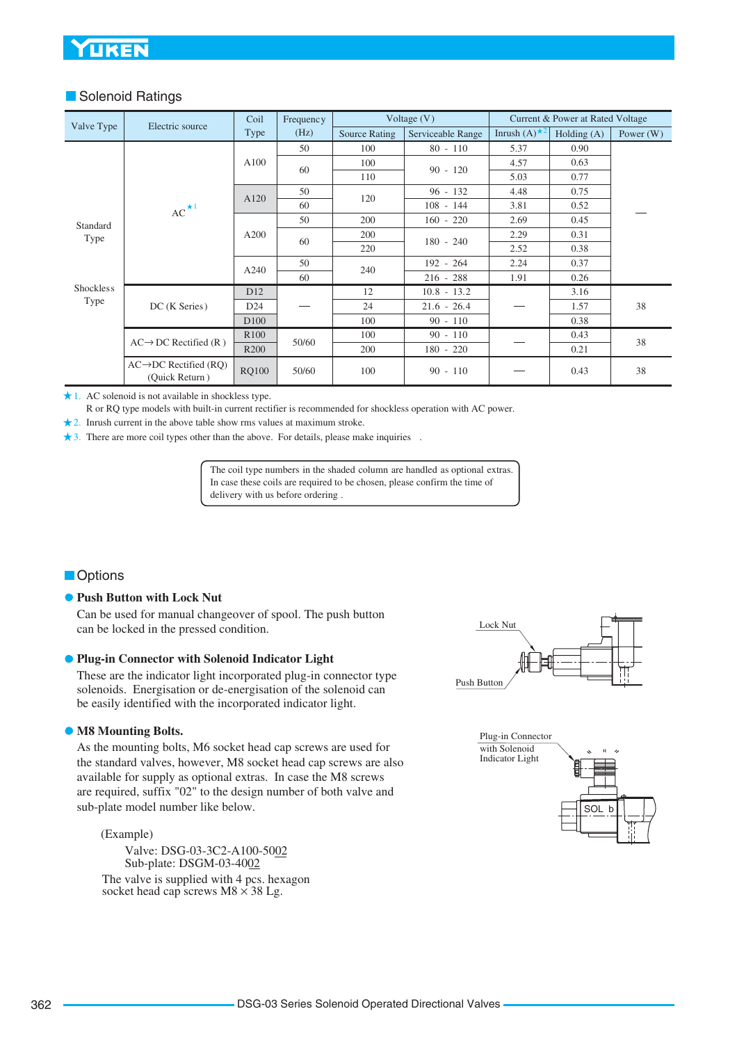## Solenoid Ratings

| Valve Type | Electric source | Coil Type | Frequency (Hz) | Voltage (V) | | Current & Power at Rated Voltage | | |
|---|---|---|---|---|---|---|---|---|
| | | | | Source Rating | Serviceable Range | Inrush (A)★2 | Holding (A) | Power (W) |
| Standard Type / Shockless Type | AC★1 | A100 | 50 | 100 | 80 - 110 | 5.37 | 0.90 | — |
| | | | 60 | 100 | 90 - 120 | 4.57 | 0.63 | |
| | | | | 110 | | 5.03 | 0.77 | |
| | | A120 | 50 | 120 | 96 - 132 | 4.48 | 0.75 | |
| | | | 60 | | 108 - 144 | 3.81 | 0.52 | |
| | | A200 | 50 | 200 | 160 - 220 | 2.69 | 0.45 | |
| | | | 60 | 200 | 180 - 240 | 2.29 | 0.31 | |
| | | | | 220 | | 2.52 | 0.38 | |
| | | A240 | 50 | 240 | 192 - 264 | 2.24 | 0.37 | |
| | | | 60 | | 216 - 288 | 1.91 | 0.26 | |
| | DC (K Series) | D12 | — | 12 | 10.8 - 13.2 | — | 3.16 | 38 |
| | | D24 | | 24 | 21.6 - 26.4 | | 1.57 | |
| | | D100 | | 100 | 90 - 110 | | 0.38 | |
| | AC→ DC Rectified (R) | R100 | 50/60 | 100 | 90 - 110 | — | 0.43 | 38 |
| | | R200 | | 200 | 180 - 220 | | 0.21 | |
| | AC→DC Rectified (RQ) (Quick Return) | RQ100 | 50/60 | 100 | 90 - 110 | — | 0.43 | 38 |

★1. AC solenoid is not available in shockless type.
R or RQ type models with built-in current rectifier is recommended for shockless operation with AC power.
★2. Inrush current in the above table show rms values at maximum stroke.
★3. There are more coil types other than the above. For details, please make inquiries .

The coil type numbers in the shaded column are handled as optional extras. In case these coils are required to be chosen, please confirm the time of delivery with us before ordering .

## Options

### ● Push Button with Lock Nut

Can be used for manual changeover of spool. The push button can be locked in the pressed condition.

Lock Nut

Push Button

### ● Plug-in Connector with Solenoid Indicator Light

These are the indicator light incorporated plug-in connector type solenoids. Energisation or de-energisation of the solenoid can be easily identified with the incorporated indicator light.

Plug-in Connector with Solenoid Indicator Light

SOL b

### ● M8 Mounting Bolts.

As the mounting bolts, M6 socket head cap screws are used for the standard valves, however, M8 socket head cap screws are also available for supply as optional extras. In case the M8 screws are required, suffix "02" to the design number of both valve and sub-plate model number like below.

(Example)

Valve: DSG-03-3C2-A100-5002
Sub-plate: DSGM-03-4002

The valve is supplied with 4 pcs. hexagon socket head cap screws M8 × 38 Lg.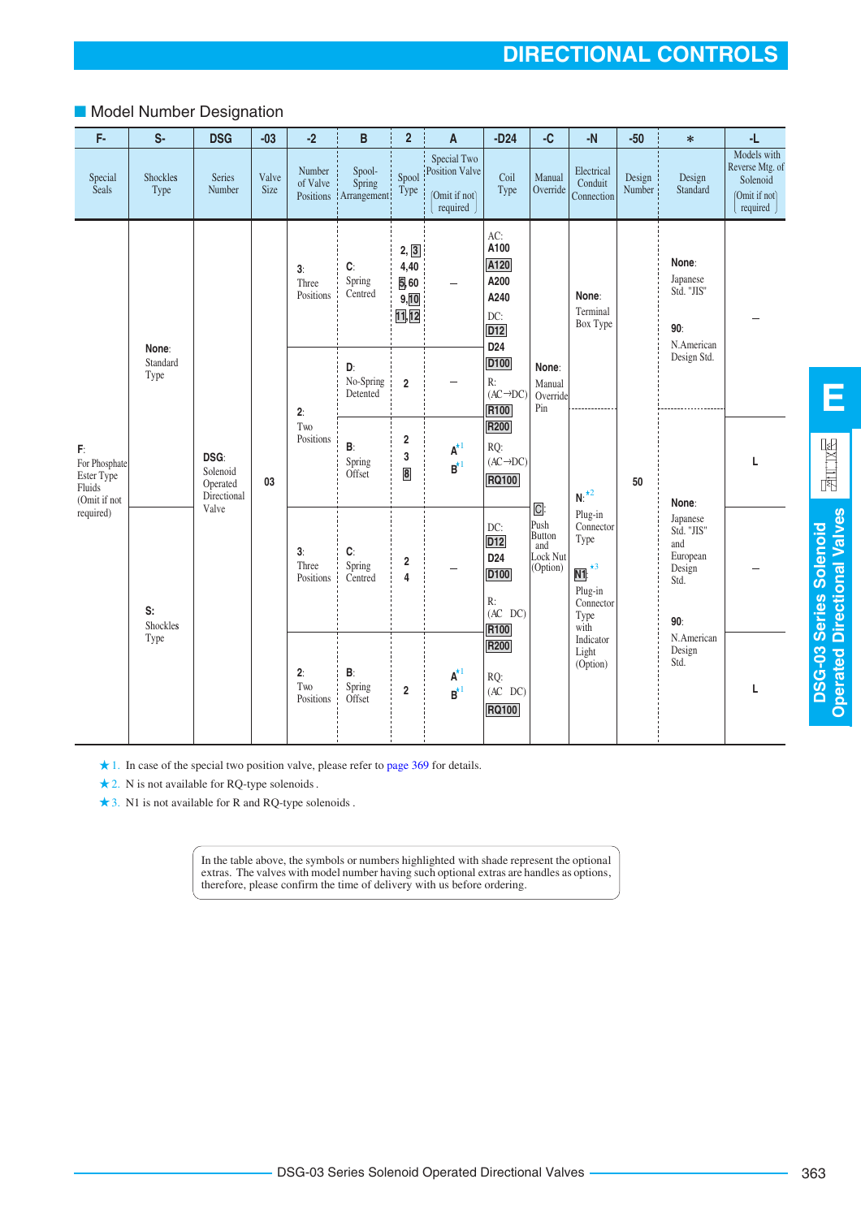# DIRECTIONAL CONTROLS

## Model Number Designation

| F- | S- | DSG | -03 | -2 | B | 2 | A | -D24 | -C | -N | -50 | * | -L |
|---|---|---|---|---|---|---|---|---|---|---|---|---|---|
| Special Seals | Shockles Type | Series Number | Valve Size | Number of Valve Positions | Spool-Spring Arrangement | Spool Type | Special Two Position Valve (Omit if not required) | Coil Type | Manual Override | Electrical Conduit Connection | Design Number | Design Standard | Models with Reverse Mtg. of Solenoid (Omit if not required) |
| F: For Phosphate Ester Type Fluids (Omit if not required) | None: Standard Type | DSG: Solenoid Operated Directional Valve | 03 | 3: Three Positions | C: Spring Centred | 2, 3, 4, 40, 5, 60, 9, 10, 11, 12 | – | AC: A100, A120, A200, A240; DC: D12, D24, D100; R: (AC→DC) R100, R200; RQ: (AC→DC) RQ100 | None: Manual Override Pin | None: Terminal Box Type | 50 | None: Japanese Std. "JIS"; 90: N.American Design Std. | – |
| | | | | 2: Two Positions | D: No-Spring Detented | 2 | – | | | | | | |
| | | | | | B: Spring Offset | 2, 3, 8 | A[*1], B[*1] | | | N:[*2] Plug-in Connector Type; N1:[*3] Plug-in Connector Type with Indicator Light (Option) | | None: Japanese Std. "JIS" and European Design Std.; 90: N.American Design Std. | L |
| | S: Shockles Type | | | 3: Three Positions | C: Spring Centred | 2, 4 | – | DC: D12, D24, D100; R: (AC DC) R100, R200; RQ: (AC DC) RQ100 | C: Push Button and Lock Nut (Option) | | | | – |
| | | | | 2: Two Positions | B: Spring Offset | 2 | A[*1], B[*1] | | | | | | L |

★1. In case of the special two position valve, please refer to page 369 for details.

★2. N is not available for RQ-type solenoids .

★3. N1 is not available for R and RQ-type solenoids .

> In the table above, the symbols or numbers highlighted with shade represent the optional extras. The valves with model number having such optional extras are handles as options, therefore, please confirm the time of delivery with us before ordering.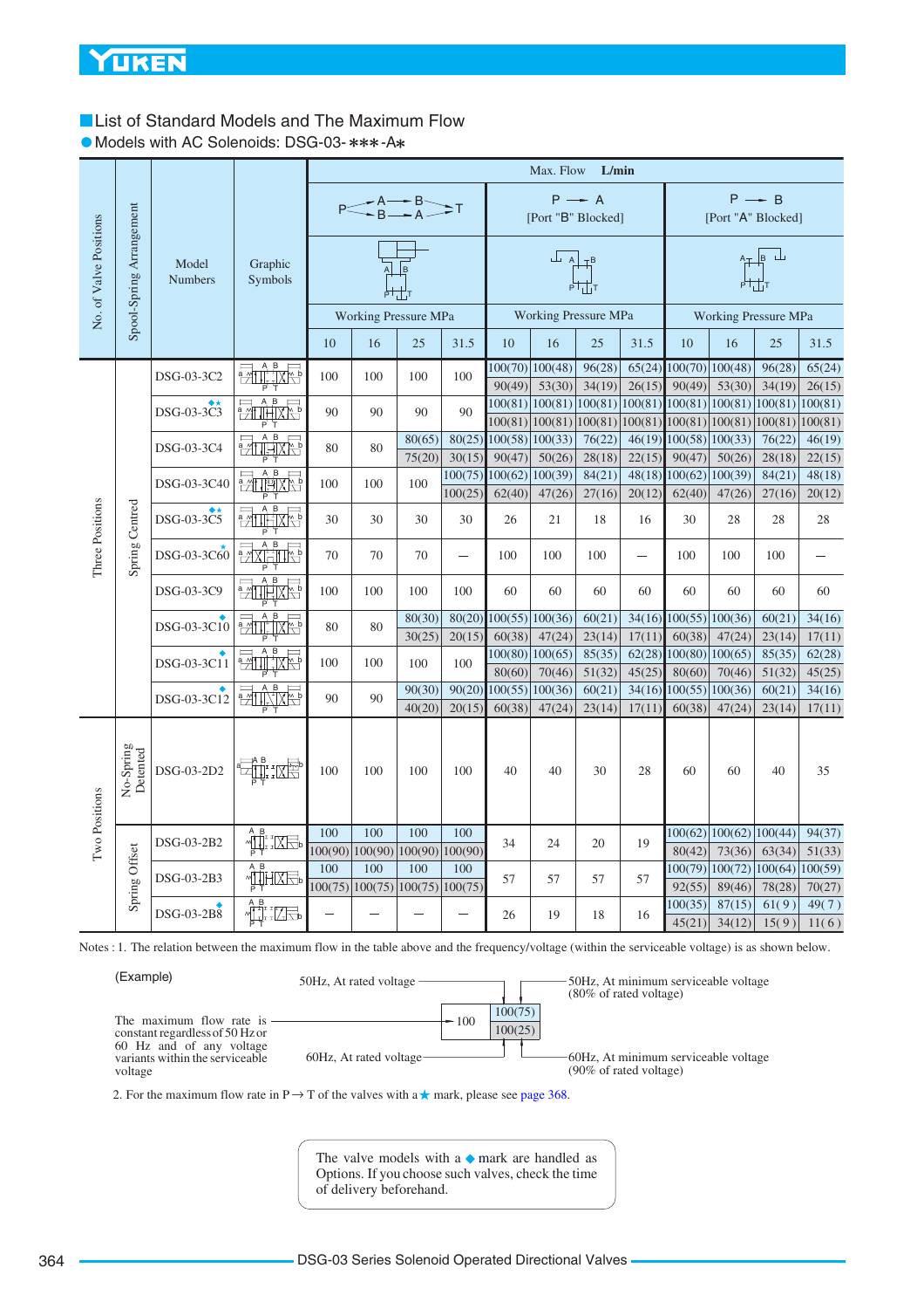## List of Standard Models and The Maximum Flow

● Models with AC Solenoids: DSG-03-∗∗∗-A∗

| No. of Valve Positions | Spool-Spring Arrangement | Model Numbers | Graphic Symbols | Max. Flow L/min P→A→B→T, P→B→A→T 10 | 16 | 25 | 31.5 | P → A [Port "B" Blocked] 10 | 16 | 25 | 31.5 | P → B [Port "A" Blocked] 10 | 16 | 25 | 31.5 |
|---|---|---|---|---|---|---|---|---|---|---|---|---|---|---|---|
| Three Positions | Spring Centred | DSG-03-3C2 | | 100 | 100 | 100 | 100 | 100(70) 90(49) | 100(48) 53(30) | 96(28) 34(19) | 65(24) 26(15) | 100(70) 90(49) | 100(48) 53(30) | 96(28) 34(19) | 65(24) 26(15) |
| | | DSG-03-3C3 ◆★ | | 90 | 90 | 90 | 90 | 100(81) 100(81) | 100(81) 100(81) | 100(81) 100(81) | 100(81) 100(81) | 100(81) 100(81) | 100(81) 100(81) | 100(81) 100(81) | 100(81) 100(81) |
| | | DSG-03-3C4 | | 80 | 80 | 80(65) 75(20) | 80(25) 30(15) | 100(58) 90(47) | 100(33) 50(26) | 76(22) 28(18) | 46(19) 22(15) | 100(58) 90(47) | 100(33) 50(26) | 76(22) 28(18) | 46(19) 22(15) |
| | | DSG-03-3C40 | | 100 | 100 | 100 | 100(75) 100(25) | 100(62) 62(40) | 100(39) 47(26) | 84(21) 27(16) | 48(18) 20(12) | 100(62) 62(40) | 100(39) 47(26) | 84(21) 27(16) | 48(18) 20(12) |
| | | DSG-03-3C5 ◆★ | | 30 | 30 | 30 | 30 | 26 | 21 | 18 | 16 | 30 | 28 | 28 | 28 |
| | | DSG-03-3C60 ★ | | 70 | 70 | 70 | — | 100 | 100 | 100 | — | 100 | 100 | 100 | — |
| | | DSG-03-3C9 | | 100 | 100 | 100 | 100 | 60 | 60 | 60 | 60 | 60 | 60 | 60 | 60 |
| | | DSG-03-3C10 ◆ | | 80 | 80 | 80(30) 30(25) | 80(20) 20(15) | 100(55) 60(38) | 100(36) 47(24) | 60(21) 23(14) | 34(16) 17(11) | 100(55) 60(38) | 100(36) 47(24) | 60(21) 23(14) | 34(16) 17(11) |
| | | DSG-03-3C11 ◆ | | 100 | 100 | 100 | 100 | 100(80) 80(60) | 100(65) 70(46) | 85(35) 51(32) | 62(28) 45(25) | 100(80) 80(60) | 100(65) 70(46) | 85(35) 51(32) | 62(28) 45(25) |
| | | DSG-03-3C12 ◆ | | 90 | 90 | 90(30) 40(20) | 90(20) 20(15) | 100(55) 60(38) | 100(36) 47(24) | 60(21) 23(14) | 34(16) 17(11) | 100(55) 60(38) | 100(36) 47(24) | 60(21) 23(14) | 34(16) 17(11) |
| Two Positions | No-Spring Detented | DSG-03-2D2 | | 100 | 100 | 100 | 100 | 40 | 40 | 30 | 28 | 60 | 60 | 40 | 35 |
| | Spring Offset | DSG-03-2B2 | | 100 100(90) | 100 100(90) | 100 100(90) | 100 100(90) | 34 | 24 | 20 | 19 | 100(62) 80(42) | 100(62) 73(36) | 100(44) 63(34) | 94(37) 51(33) |
| | | DSG-03-2B3 | | 100 100(75) | 100 100(75) | 100 100(75) | 100 100(75) | 57 | 57 | 57 | 57 | 100(79) 92(55) | 100(72) 89(46) | 100(64) 78(28) | 100(59) 70(27) |
| | | DSG-03-2B8 ◆ | | — | — | — | — | 26 | 19 | 18 | 16 | 100(35) 45(21) | 87(15) 34(12) | 61(9) 15(9) | 49(7) 11(6) |

Notes : 1. The relation between the maximum flow in the table above and the frequency/voltage (within the serviceable voltage) is as shown below.

(Example)

| | 100(75) (upper left: 50Hz, At rated voltage; upper right: 50Hz, At minimum serviceable voltage (80% of rated voltage)) |
|---|---|
| 100 (The maximum flow rate is constant regardless of 50 Hz or 60 Hz and of any voltage variants within the serviceable voltage) | 100(25) (lower left: 60Hz, At rated voltage; lower right: 60Hz, At minimum serviceable voltage (90% of rated voltage)) |

2. For the maximum flow rate in P→T of the valves with a ★ mark, please see page 368.

The valve models with a ◆ mark are handled as Options. If you choose such valves, check the time of delivery beforehand.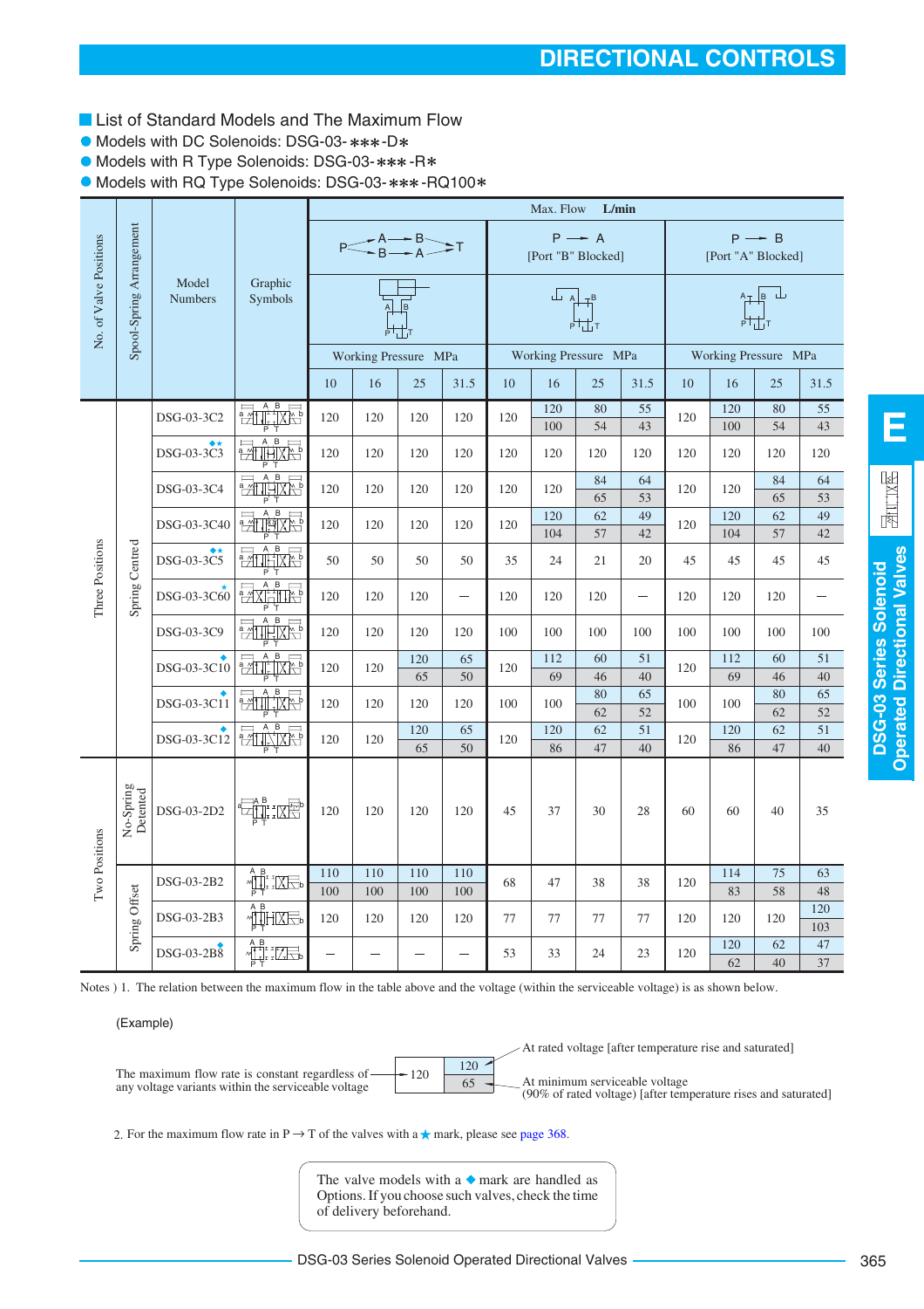## DIRECTIONAL CONTROLS

### List of Standard Models and The Maximum Flow

- Models with DC Solenoids: DSG-03-∗∗∗-D∗
- Models with R Type Solenoids: DSG-03-∗∗∗-R∗
- Models with RQ Type Solenoids: DSG-03-∗∗∗-RQ100∗

| No. of Valve Positions | Spool-Spring Arrangement | Model Numbers | Graphic Symbols | Max. Flow L/min | | | | | | | | | | | |
|---|---|---|---|---|---|---|---|---|---|---|---|---|---|---|---|
| | | | | P→A→B→T / P→B→A→T | | | | P → A [Port "B" Blocked] | | | | P → B [Port "A" Blocked] | | | |
| | | | | Working Pressure MPa | | | | Working Pressure MPa | | | | Working Pressure MPa | | | |
| | | | | 10 | 16 | 25 | 31.5 | 10 | 16 | 25 | 31.5 | 10 | 16 | 25 | 31.5 |
| Three Positions | Spring Centred | DSG-03-3C2 | | 120 | 120 | 120 | 120 | 120 | 120 / 100 | 80 / 54 | 55 / 43 | 120 | 120 / 100 | 80 / 54 | 55 / 43 |
| | | DSG-03-3C3 ◆★ | | 120 | 120 | 120 | 120 | 120 | 120 | 120 | 120 | 120 | 120 | 120 | 120 |
| | | DSG-03-3C4 | | 120 | 120 | 120 | 120 | 120 | 120 | 84 / 65 | 64 / 53 | 120 | 120 | 84 / 65 | 64 / 53 |
| | | DSG-03-3C40 | | 120 | 120 | 120 | 120 | 120 | 120 / 104 | 62 / 57 | 49 / 42 | 120 | 120 / 104 | 62 / 57 | 49 / 42 |
| | | DSG-03-3C5 ◆★ | | 50 | 50 | 50 | 50 | 35 | 24 | 21 | 20 | 45 | 45 | 45 | 45 |
| | | DSG-03-3C60 ★ | | 120 | 120 | 120 | — | 120 | 120 | 120 | — | 120 | 120 | 120 | — |
| | | DSG-03-3C9 | | 120 | 120 | 120 | 120 | 100 | 100 | 100 | 100 | 100 | 100 | 100 | 100 |
| | | DSG-03-3C10 ◆ | | 120 | 120 | 120 / 65 | 65 / 50 | 120 | 112 / 69 | 60 / 46 | 51 / 40 | 120 | 112 / 69 | 60 / 46 | 51 / 40 |
| | | DSG-03-3C11 ◆ | | 120 | 120 | 120 | 120 | 100 | 100 | 80 / 62 | 65 / 52 | 100 | 100 | 80 / 62 | 65 / 52 |
| | | DSG-03-3C12 ◆ | | 120 | 120 | 120 / 65 | 65 / 50 | 120 | 120 / 86 | 62 / 47 | 51 / 40 | 120 | 120 / 86 | 62 / 47 | 51 / 40 |
| Two Positions | No-Spring Detented | DSG-03-2D2 | | 120 | 120 | 120 | 120 | 45 | 37 | 30 | 28 | 60 | 60 | 40 | 35 |
| | Spring Offset | DSG-03-2B2 | | 110 / 100 | 110 / 100 | 110 / 100 | 110 / 100 | 68 | 47 | 38 | 38 | 120 | 114 / 83 | 75 / 58 | 63 / 48 |
| | | DSG-03-2B3 | | 120 | 120 | 120 | 120 | 77 | 77 | 77 | 77 | 120 | 120 | 120 | 120 / 103 |
| | | DSG-03-2B8 ◆ | | — | — | — | — | 53 | 33 | 24 | 23 | 120 | 120 / 62 | 62 / 40 | 47 / 37 |

Notes ) 1. The relation between the maximum flow in the table above and the voltage (within the serviceable voltage) is as shown below.

(Example)

- 120 — The maximum flow rate is constant regardless of any voltage variants within the serviceable voltage
- 120 / 65 — upper value (120): At rated voltage [after temperature rise and saturated]; lower value (65): At minimum serviceable voltage (90% of rated voltage) [after temperature rises and saturated]

2. For the maximum flow rate in P → T of the valves with a ★ mark, please see page 368.

The valve models with a ◆ mark are handled as Options. If you choose such valves, check the time of delivery beforehand.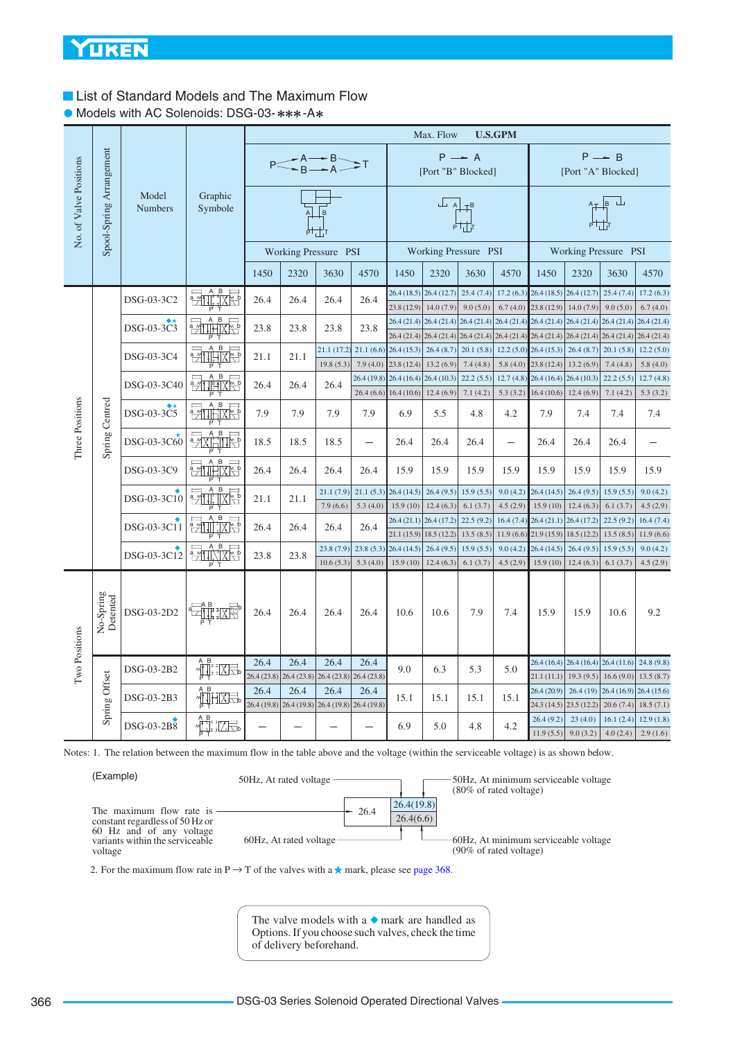## List of Standard Models and The Maximum Flow

### Models with AC Solenoids: DSG-03-∗∗∗-A∗

| No. of Valve Positions | Spool-Spring Arrangement | Model Numbers | Graphic Symbole | Max. Flow U.S.GPM | | | | | | | | | | | |
|---|---|---|---|---|---|---|---|---|---|---|---|---|---|---|---|
| | | | | P→A→B→T / P→B→A→T | | | | P → A [Port "B" Blocked] | | | | P → B [Port "A" Blocked] | | | |
| | | | | Working Pressure PSI | | | | Working Pressure PSI | | | | Working Pressure PSI | | | |
| | | | | 1450 | 2320 | 3630 | 4570 | 1450 | 2320 | 3630 | 4570 | 1450 | 2320 | 3630 | 4570 |
| Three Positions | Spring Centred | DSG-03-3C2 | | 26.4 | 26.4 | 26.4 | 26.4 | 26.4 (18.5) / 23.8 (12.9) | 26.4 (12.7) / 14.0 (7.9) | 25.4 (7.4) / 9.0 (5.0) | 17.2 (6.3) / 6.7 (4.0) | 26.4 (18.5) / 23.8 (12.9) | 26.4 (12.7) / 14.0 (7.9) | 25.4 (7.4) / 9.0 (5.0) | 17.2 (6.3) / 6.7 (4.0) |
| | | ◆★ DSG-03-3C3 | | 23.8 | 23.8 | 23.8 | 23.8 | 26.4 (21.4) / 26.4 (21.4) | 26.4 (21.4) / 26.4 (21.4) | 26.4 (21.4) / 26.4 (21.4) | 26.4 (21.4) / 26.4 (21.4) | 26.4 (21.4) / 26.4 (21.4) | 26.4 (21.4) / 26.4 (21.4) | 26.4 (21.4) / 26.4 (21.4) | 26.4 (21.4) / 26.4 (21.4) |
| | | DSG-03-3C4 | | 21.1 | 21.1 | 21.1 (17.2) / 19.8 (5.3) | 21.1 (6.6) / 7.9 (4.0) | 26.4 (15.3) / 23.8 (12.4) | 26.4 (8.7) / 13.2 (6.9) | 20.1 (5.8) / 7.4 (4.8) | 12.2 (5.0) / 5.8 (4.0) | 26.4 (15.3) / 23.8 (12.4) | 26.4 (8.7) / 13.2 (6.9) | 20.1 (5.8) / 7.4 (4.8) | 12.2 (5.0) / 5.8 (4.0) |
| | | DSG-03-3C40 | | 26.4 | 26.4 | 26.4 | 26.4 (19.8) / 26.4 (6.6) | 26.4 (16.4) / 16.4 (10.6) | 26.4 (10.3) / 12.4 (6.9) | 22.2 (5.5) / 7.1 (4.2) | 12.7 (4.8) / 5.3 (3.2) | 26.4 (16.4) / 16.4 (10.6) | 26.4 (10.3) / 12.4 (6.9) | 22.2 (5.5) / 7.1 (4.2) | 12.7 (4.8) / 5.3 (3.2) |
| | | ◆★ DSG-03-3C5 | | 7.9 | 7.9 | 7.9 | 7.9 | 6.9 | 5.5 | 4.8 | 4.2 | 7.9 | 7.4 | 7.4 | 7.4 |
| | | ★ DSG-03-3C60 | | 18.5 | 18.5 | 18.5 | — | 26.4 | 26.4 | 26.4 | — | 26.4 | 26.4 | 26.4 | — |
| | | DSG-03-3C9 | | 26.4 | 26.4 | 26.4 | 26.4 | 15.9 | 15.9 | 15.9 | 15.9 | 15.9 | 15.9 | 15.9 | 15.9 |
| | | ◆ DSG-03-3C10 | | 21.1 | 21.1 | 21.1 (7.9) / 7.9 (6.6) | 21.1 (5.3) / 5.3 (4.0) | 26.4 (14.5) / 15.9 (10) | 26.4 (9.5) / 12.4 (6.3) | 15.9 (5.5) / 6.1 (3.7) | 9.0 (4.2) / 4.5 (2.9) | 26.4 (14.5) / 15.9 (10) | 26.4 (9.5) / 12.4 (6.3) | 15.9 (5.5) / 6.1 (3.7) | 9.0 (4.2) / 4.5 (2.9) |
| | | ◆ DSG-03-3C11 | | 26.4 | 26.4 | 26.4 | 26.4 | 26.4 (21.1) / 21.1 (15.9) | 26.4 (17.2) / 18.5 (12.2) | 22.5 (9.2) / 13.5 (8.5) | 16.4 (7.4) / 11.9 (6.6) | 26.4 (21.1) / 21.9 (15.9) | 26.4 (17.2) / 18.5 (12.2) | 22.5 (9.2) / 13.5 (8.5) | 16.4 (7.4) / 11.9 (6.6) |
| | | ◆ DSG-03-3C12 | | 23.8 | 23.8 | 23.8 (7.9) / 10.6 (5.3) | 23.8 (5.3) / 5.3 (4.0) | 26.4 (14.5) / 15.9 (10) | 26.4 (9.5) / 12.4 (6.3) | 15.9 (5.5) / 6.1 (3.7) | 9.0 (4.2) / 4.5 (2.9) | 26.4 (14.5) / 15.9 (10) | 26.4 (9.5) / 12.4 (6.3) | 15.9 (5.5) / 6.1 (3.7) | 9.0 (4.2) / 4.5 (2.9) |
| Two Positions | No-Spring Detented | DSG-03-2D2 | | 26.4 | 26.4 | 26.4 | 26.4 | 10.6 | 10.6 | 7.9 | 7.4 | 15.9 | 15.9 | 10.6 | 9.2 |
| | Spring Offset | DSG-03-2B2 | | 26.4 / 26.4 (23.8) | 26.4 / 26.4 (23.8) | 26.4 / 26.4 (23.8) | 26.4 / 26.4 (23.8) | 9.0 | 6.3 | 5.3 | 5.0 | 26.4 (16.4) / 21.1 (11.1) | 26.4 (16.4) / 19.3 (9.5) | 26.4 (11.6) / 16.6 (9.0) | 24.8 (9.8) / 13.5 (8.7) |
| | | DSG-03-2B3 | | 26.4 / 26.4 (19.8) | 26.4 / 26.4 (19.8) | 26.4 / 26.4 (19.8) | 26.4 / 26.4 (19.8) | 15.1 | 15.1 | 15.1 | 15.1 | 26.4 (20.9) / 24.3 (14.5) | 26.4 (19) / 23.5 (12.2) | 26.4 (16.9) / 20.6 (7.4) | 26.4 (15.6) / 18.5 (7.1) |
| | | ◆ DSG-03-2B8 | | — | — | — | — | 6.9 | 5.0 | 4.8 | 4.2 | 26.4 (9.2) / 11.9 (5.5) | 23 (4.0) / 9.0 (3.2) | 16.1 (2.4) / 4.0 (2.4) | 12.9 (1.8) / 2.9 (1.6) |

Notes: 1. The relation between the maximum flow in the table above and the voltage (within the serviceable voltage) is as shown below.

(Example)

| | | |
|---|---|---|
| The maximum flow rate is constant regardless of 50 Hz or 60 Hz and of any voltage variants within the serviceable voltage → **26.4** | 50Hz, At rated voltage → **26.4** (19.8) | 50Hz, At minimum serviceable voltage (80% of rated voltage) → 26.4 **(19.8)** |
| | 60Hz, At rated voltage → **26.4** (6.6) | 60Hz, At minimum serviceable voltage (90% of rated voltage) → 26.4 **(6.6)** |

2. For the maximum flow rate in P → T of the valves with a ★ mark, please see page 368.

The valve models with a ◆ mark are handled as Options. If you choose such valves, check the time of delivery beforehand.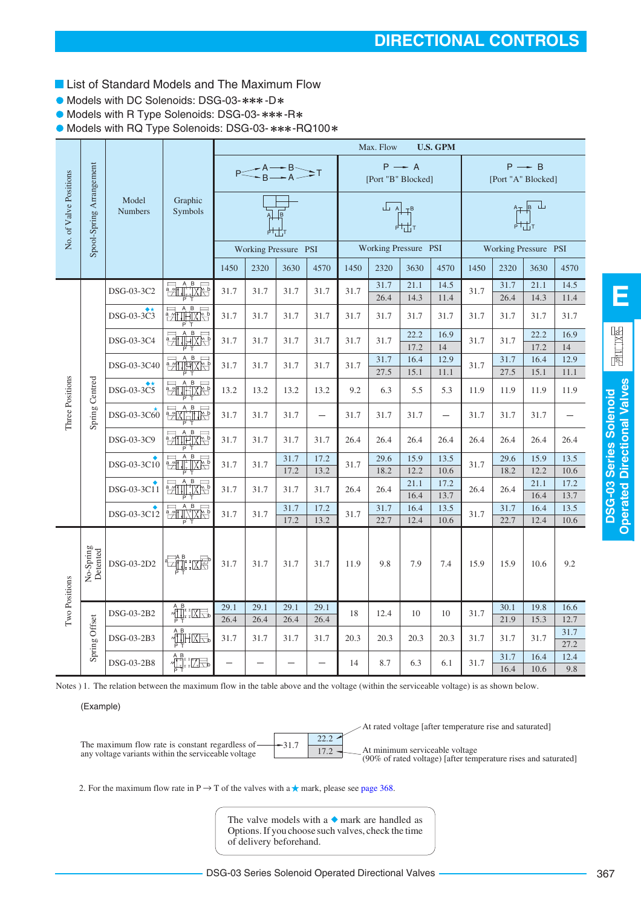## List of Standard Models and The Maximum Flow

- Models with DC Solenoids: DSG-03-∗∗∗-D∗
- Models with R Type Solenoids: DSG-03-∗∗∗-R∗
- Models with RQ Type Solenoids: DSG-03-∗∗∗-RQ100∗

Max. Flow U.S. GPM

| No. of Valve Positions | Spool-Spring Arrangement | Model Numbers | Graphic Symbols | P→A→B→T / P→B→A→T | | | | P → A [Port "B" Blocked] | | | | P → B [Port "A" Blocked] | | | |
|---|---|---|---|---|---|---|---|---|---|---|---|---|---|---|---|
| | | | | Working Pressure PSI | | | | Working Pressure PSI | | | | Working Pressure PSI | | | |
| | | | | 1450 | 2320 | 3630 | 4570 | 1450 | 2320 | 3630 | 4570 | 1450 | 2320 | 3630 | 4570 |
| Three Positions | Spring Centred | DSG-03-3C2 | | 31.7 | 31.7 | 31.7 | 31.7 | 31.7 | 31.7 / 26.4 | 21.1 / 14.3 | 14.5 / 11.4 | 31.7 | 31.7 / 26.4 | 21.1 / 14.3 | 14.5 / 11.4 |
| | | DSG-03-3C3 ◆★ | | 31.7 | 31.7 | 31.7 | 31.7 | 31.7 | 31.7 | 31.7 | 31.7 | 31.7 | 31.7 | 31.7 | 31.7 |
| | | DSG-03-3C4 | | 31.7 | 31.7 | 31.7 | 31.7 | 31.7 | 31.7 | 22.2 / 17.2 | 16.9 / 14 | 31.7 | 31.7 | 22.2 / 17.2 | 16.9 / 14 |
| | | DSG-03-3C40 | | 31.7 | 31.7 | 31.7 | 31.7 | 31.7 | 31.7 / 27.5 | 16.4 / 15.1 | 12.9 / 11.1 | 31.7 | 31.7 / 27.5 | 16.4 / 15.1 | 12.9 / 11.1 |
| | | DSG-03-3C5 ◆★ | | 13.2 | 13.2 | 13.2 | 13.2 | 9.2 | 6.3 | 5.5 | 5.3 | 11.9 | 11.9 | 11.9 | 11.9 |
| | | DSG-03-3C60 ★ | | 31.7 | 31.7 | 31.7 | — | 31.7 | 31.7 | 31.7 | — | 31.7 | 31.7 | 31.7 | — |
| | | DSG-03-3C9 | | 31.7 | 31.7 | 31.7 | 31.7 | 26.4 | 26.4 | 26.4 | 26.4 | 26.4 | 26.4 | 26.4 | 26.4 |
| | | DSG-03-3C10 ◆ | | 31.7 | 31.7 | 31.7 / 17.2 | 17.2 / 13.2 | 31.7 | 29.6 / 18.2 | 15.9 / 12.2 | 13.5 / 10.6 | 31.7 | 29.6 / 18.2 | 15.9 / 12.2 | 13.5 / 10.6 |
| | | DSG-03-3C11 ◆ | | 31.7 | 31.7 | 31.7 | 31.7 | 26.4 | 26.4 | 21.1 / 16.4 | 17.2 / 13.7 | 26.4 | 26.4 | 21.1 / 16.4 | 17.2 / 13.7 |
| | | DSG-03-3C12 ◆ | | 31.7 | 31.7 | 31.7 / 17.2 | 17.2 / 13.2 | 31.7 | 31.7 / 22.7 | 16.4 / 12.4 | 13.5 / 10.6 | 31.7 | 31.7 / 22.7 | 16.4 / 12.4 | 13.5 / 10.6 |
| Two Positions | No-Spring Detented | DSG-03-2D2 | | 31.7 | 31.7 | 31.7 | 31.7 | 11.9 | 9.8 | 7.9 | 7.4 | 15.9 | 15.9 | 10.6 | 9.2 |
| | Spring Offset | DSG-03-2B2 | | 29.1 / 26.4 | 29.1 / 26.4 | 29.1 / 26.4 | 29.1 / 26.4 | 18 | 12.4 | 10 | 10 | 31.7 | 30.1 / 21.9 | 19.8 / 15.3 | 16.6 / 12.7 |
| | | DSG-03-2B3 | | 31.7 | 31.7 | 31.7 | 31.7 | 20.3 | 20.3 | 20.3 | 20.3 | 31.7 | 31.7 | 31.7 | 31.7 / 27.2 |
| | | DSG-03-2B8 | | — | — | — | — | 14 | 8.7 | 6.3 | 6.1 | 31.7 | 31.7 / 16.4 | 16.4 / 10.6 | 12.4 / 9.8 |

Notes ) 1. The relation between the maximum flow in the table above and the voltage (within the serviceable voltage) is as shown below.

(Example)

The maximum flow rate is constant regardless of any voltage variants within the serviceable voltage → 31.7

22.2 ← At rated voltage [after temperature rise and saturated]

17.2 ← At minimum serviceable voltage (90% of rated voltage) [after temperature rises and saturated]

2. For the maximum flow rate in P → T of the valves with a ★ mark, please see page 368.

The valve models with a ◆ mark are handled as Options. If you choose such valves, check the time of delivery beforehand.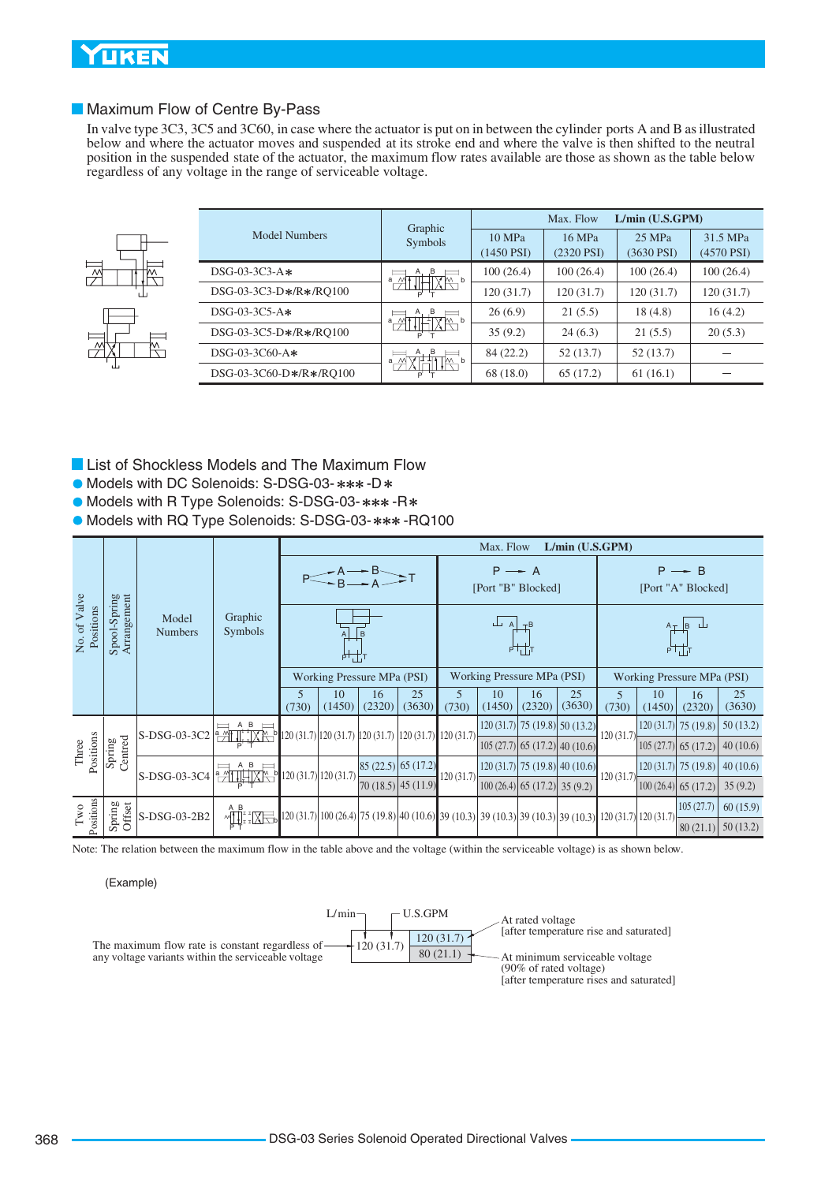## Maximum Flow of Centre By-Pass

In valve type 3C3, 3C5 and 3C60, in case where the actuator is put on in between the cylinder ports A and B as illustrated below and where the actuator moves and suspended at its stroke end and where the valve is then shifted to the neutral position in the suspended state of the actuator, the maximum flow rates available are those as shown as the table below regardless of any voltage in the range of serviceable voltage.

| Model Numbers | Graphic Symbols | Max. Flow L/min (U.S.GPM) 10 MPa (1450 PSI) | 16 MPa (2320 PSI) | 25 MPa (3630 PSI) | 31.5 MPa (4570 PSI) |
|---|---|---|---|---|---|
| DSG-03-3C3-A∗ | | 100 (26.4) | 100 (26.4) | 100 (26.4) | 100 (26.4) |
| DSG-03-3C3-D∗/R∗/RQ100 | | 120 (31.7) | 120 (31.7) | 120 (31.7) | 120 (31.7) |
| DSG-03-3C5-A∗ | | 26 (6.9) | 21 (5.5) | 18 (4.8) | 16 (4.2) |
| DSG-03-3C5-D∗/R∗/RQ100 | | 35 (9.2) | 24 (6.3) | 21 (5.5) | 20 (5.3) |
| DSG-03-3C60-A∗ | | 84 (22.2) | 52 (13.7) | 52 (13.7) | — |
| DSG-03-3C60-D∗/R∗/RQ100 | | 68 (18.0) | 65 (17.2) | 61 (16.1) | — |

## List of Shockless Models and The Maximum Flow

- Models with DC Solenoids: S-DSG-03-∗∗∗-D∗
- Models with R Type Solenoids: S-DSG-03-∗∗∗-R∗
- Models with RQ Type Solenoids: S-DSG-03-∗∗∗-RQ100

Max. Flow L/min (U.S.GPM)

| No. of Valve Positions | Spool-Spring Arrangement | Model Numbers | Graphic Symbols | P→A→B, B→A→T: 5 (730) | 10 (1450) | 16 (2320) | 25 (3630) | P→A [Port "B" Blocked]: 5 (730) | 10 (1450) | 16 (2320) | 25 (3630) | P→B [Port "A" Blocked]: 5 (730) | 10 (1450) | 16 (2320) | 25 (3630) |
|---|---|---|---|---|---|---|---|---|---|---|---|---|---|---|---|
| Three Positions | Spring Centred | S-DSG-03-3C2 | | 120 (31.7) | 120 (31.7) | 120 (31.7) | 120 (31.7) | 120 (31.7) | 120 (31.7) / 105 (27.7) | 75 (19.8) / 65 (17.2) | 50 (13.2) / 40 (10.6) | 120 (31.7) | 120 (31.7) / 105 (27.7) | 75 (19.8) / 65 (17.2) | 50 (13.2) / 40 (10.6) |
| | | S-DSG-03-3C4 | | 120 (31.7) | 120 (31.7) | 85 (22.5) / 70 (18.5) | 65 (17.2) / 45 (11.9) | 120 (31.7) | 120 (31.7) / 100 (26.4) | 75 (19.8) / 65 (17.2) | 40 (10.6) / 35 (9.2) | 120 (31.7) | 120 (31.7) / 100 (26.4) | 75 (19.8) / 65 (17.2) | 40 (10.6) / 35 (9.2) |
| Two Positions | Spring Offset | S-DSG-03-2B2 | | 120 (31.7) | 100 (26.4) | 75 (19.8) | 40 (10.6) | 39 (10.3) | 39 (10.3) | 39 (10.3) | 39 (10.3) | 120 (31.7) | 120 (31.7) | 105 (27.7) / 80 (21.1) | 60 (15.9) / 50 (13.2) |

Working Pressure MPa (PSI)

Note: The relation between the maximum flow in the table above and the voltage (within the serviceable voltage) is as shown below.

(Example)

| L/min | U.S.GPM |
|---|---|
| 120 (31.7) | 120 (31.7) |
| | 80 (21.1) |

- 120 (31.7): The maximum flow rate is constant regardless of any voltage variants within the serviceable voltage
- 120 (31.7): At rated voltage [after temperature rise and saturated]
- 80 (21.1): At minimum serviceable voltage (90% of rated voltage) [after temperature rises and saturated]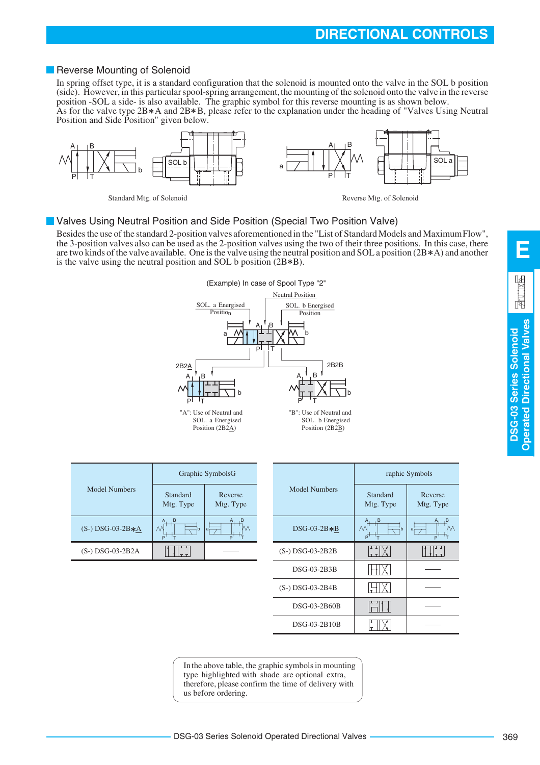## Reverse Mounting of Solenoid

In spring offset type, it is a standard configuration that the solenoid is mounted onto the valve in the SOL b position (side). However, in this particular spool-spring arrangement, the mounting of the solenoid onto the valve in the reverse position -SOL a side- is also available. The graphic symbol for this reverse mounting is as shown below.
As for the valve type 2B∗A and 2B∗B, please refer to the explanation under the heading of "Valves Using Neutral Position and Side Position" given below.

Standard Mtg. of Solenoid

Reverse Mtg. of Solenoid

## Valves Using Neutral Position and Side Position (Special Two Position Valve)

Besides the use of the standard 2-position valves aforementioned in the "List of Standard Models and Maximum Flow", the 3-position valves also can be used as the 2-position valves using the two of their three positions. In this case, there are two kinds of the valve available. One is the valve using the neutral position and SOL a position (2B∗A) and another is the valve using the neutral position and SOL b position (2B∗B).

(Example) In case of Spool Type "2"

SOL. a Energised Position — Neutral Position — SOL. b Energised Position

2B2A — "A": Use of Neutral and SOL. a Energised Position (2B2A)

2B2B — "B": Use of Neutral and SOL. b Energised Position (2B2B)

| Model Numbers | Graphic Symbols | |
|---|---|---|
| | Standard Mtg. Type | Reverse Mtg. Type |
| (S-) DSG-03-2B∗A | | |
| (S-) DSG-03-2B2A | | —— |

| Model Numbers | Graphic Symbols | |
|---|---|---|
| | Standard Mtg. Type | Reverse Mtg. Type |
| DSG-03-2B∗B | | |
| (S-) DSG-03-2B2B | | |
| DSG-03-2B3B | | —— |
| (S-) DSG-03-2B4B | | —— |
| DSG-03-2B60B | | —— |
| DSG-03-2B10B | | —— |

In the above table, the graphic symbols in mounting type highlighted with shade are optional extra, therefore, please confirm the time of delivery with us before ordering.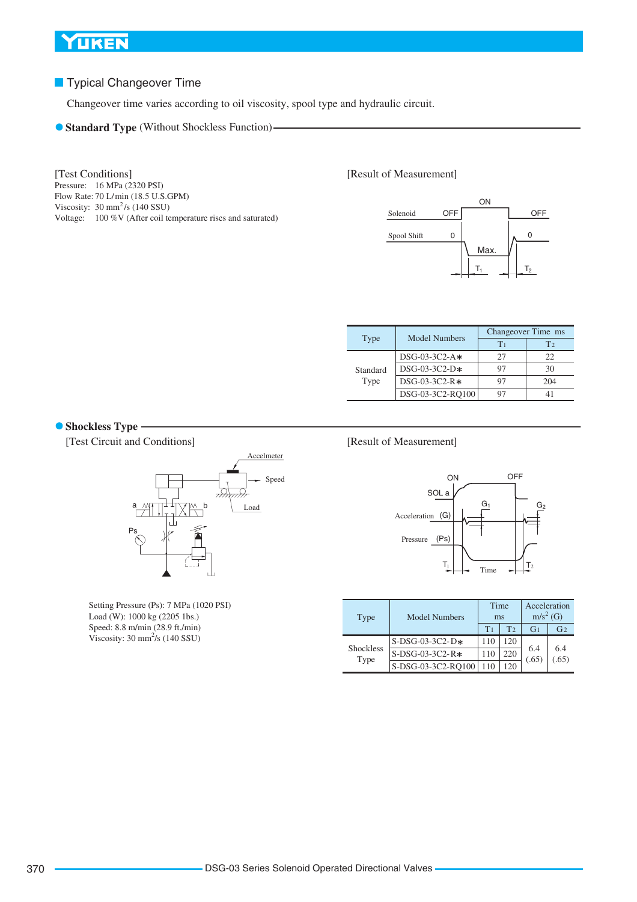## Typical Changeover Time

Changeover time varies according to oil viscosity, spool type and hydraulic circuit.

### Standard Type (Without Shockless Function)

[Test Conditions]
Pressure: 16 MPa (2320 PSI)
Flow Rate: 70 L/min (18.5 U.S.GPM)
Viscosity: 30 mm$^2$/s (140 SSU)
Voltage: 100 %V (After coil temperature rises and saturated)

[Result of Measurement]

| Type | Model Numbers | Changeover Time ms | |
|---|---|---|---|
| | | $T_1$ | $T_2$ |
| Standard Type | DSG-03-3C2-A∗ | 27 | 22 |
| | DSG-03-3C2-D∗ | 97 | 30 |
| | DSG-03-3C2-R∗ | 97 | 204 |
| | DSG-03-3C2-RQ100 | 97 | 41 |

### Shockless Type

[Test Circuit and Conditions]

Setting Pressure (Ps): 7 MPa (1020 PSI)
Load (W): 1000 kg (2205 lbs.)
Speed: 8.8 m/min (28.9 ft./min)
Viscosity: 30 mm$^2$/s (140 SSU)

[Result of Measurement]

| Type | Model Numbers | Time ms | | Acceleration m/s$^2$ (G) | |
|---|---|---|---|---|---|
| | | $T_1$ | $T_2$ | $G_1$ | $G_2$ |
| Shockless Type | S-DSG-03-3C2-D∗ | 110 | 120 | 6.4 (.65) | 6.4 (.65) |
| | S-DSG-03-3C2-R∗ | 110 | 220 | | |
| | S-DSG-03-3C2-RQ100 | 110 | 120 | | |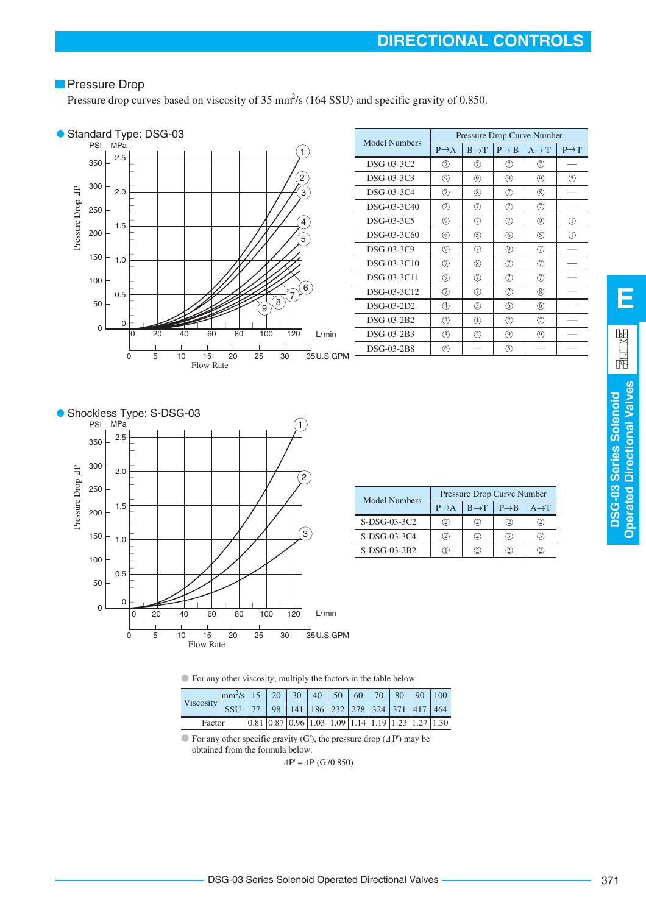## Pressure Drop

Pressure drop curves based on viscosity of 35 $mm^2/s$ (164 SSU) and specific gravity of 0.850.

### ● Standard Type: DSG-03

| Model Numbers | Pressure Drop Curve Number | | | | |
|---|---|---|---|---|---|
| | P→A | B→T | P→B | A→T | P→T |
| DSG-03-3C2 | ⑦ | ⑦ | ⑦ | ⑦ | — |
| DSG-03-3C3 | ⑨ | ⑨ | ⑨ | ⑨ | ⑤ |
| DSG-03-3C4 | ⑦ | ⑧ | ⑦ | ⑧ | — |
| DSG-03-3C40 | ⑦ | ⑦ | ⑦ | ⑦ | — |
| DSG-03-3C5 | ⑨ | ⑦ | ⑦ | ⑨ | ① |
| DSG-03-3C60 | ⑥ | ⑤ | ⑥ | ⑤ | ① |
| DSG-03-3C9 | ⑨ | ⑦ | ⑨ | ⑦ | — |
| DSG-03-3C10 | ⑦ | ⑧ | ⑦ | ⑦ | — |
| DSG-03-3C11 | ⑨ | ⑦ | ⑦ | ⑦ | — |
| DSG-03-3C12 | ⑦ | ⑦ | ⑦ | ⑧ | — |
| DSG-03-2D2 | ④ | ③ | ⑥ | ⑥ | — |
| DSG-03-2B2 | ② | ① | ⑦ | ⑦ | — |
| DSG-03-2B3 | ③ | ② | ⑨ | ⑨ | — |
| DSG-03-2B8 | ⑥ | — | ⑤ | — | — |

### ● Shockless Type: S-DSG-03

| Model Numbers | Pressure Drop Curve Number | | | |
|---|---|---|---|---|
| | P→A | B→T | P→B | A→T |
| S-DSG-03-3C2 | ② | ② | ② | ② |
| S-DSG-03-3C4 | ② | ② | ③ | ③ |
| S-DSG-03-2B2 | ① | ② | ② | ② |

● For any other viscosity, multiply the factors in the table below.

| Viscosity | $mm^2/s$ | 15 | 20 | 30 | 40 | 50 | 60 | 70 | 80 | 90 | 100 |
|---|---|---|---|---|---|---|---|---|---|---|---|
| | SSU | 77 | 98 | 141 | 186 | 232 | 278 | 324 | 371 | 417 | 464 |
| Factor | | 0.81 | 0.87 | 0.96 | 1.03 | 1.09 | 1.14 | 1.19 | 1.23 | 1.27 | 1.30 |

● For any other specific gravity (G'), the pressure drop ($\Delta P'$) may be obtained from the formula below.

$$\Delta P' = \Delta P \,(G'/0.850)$$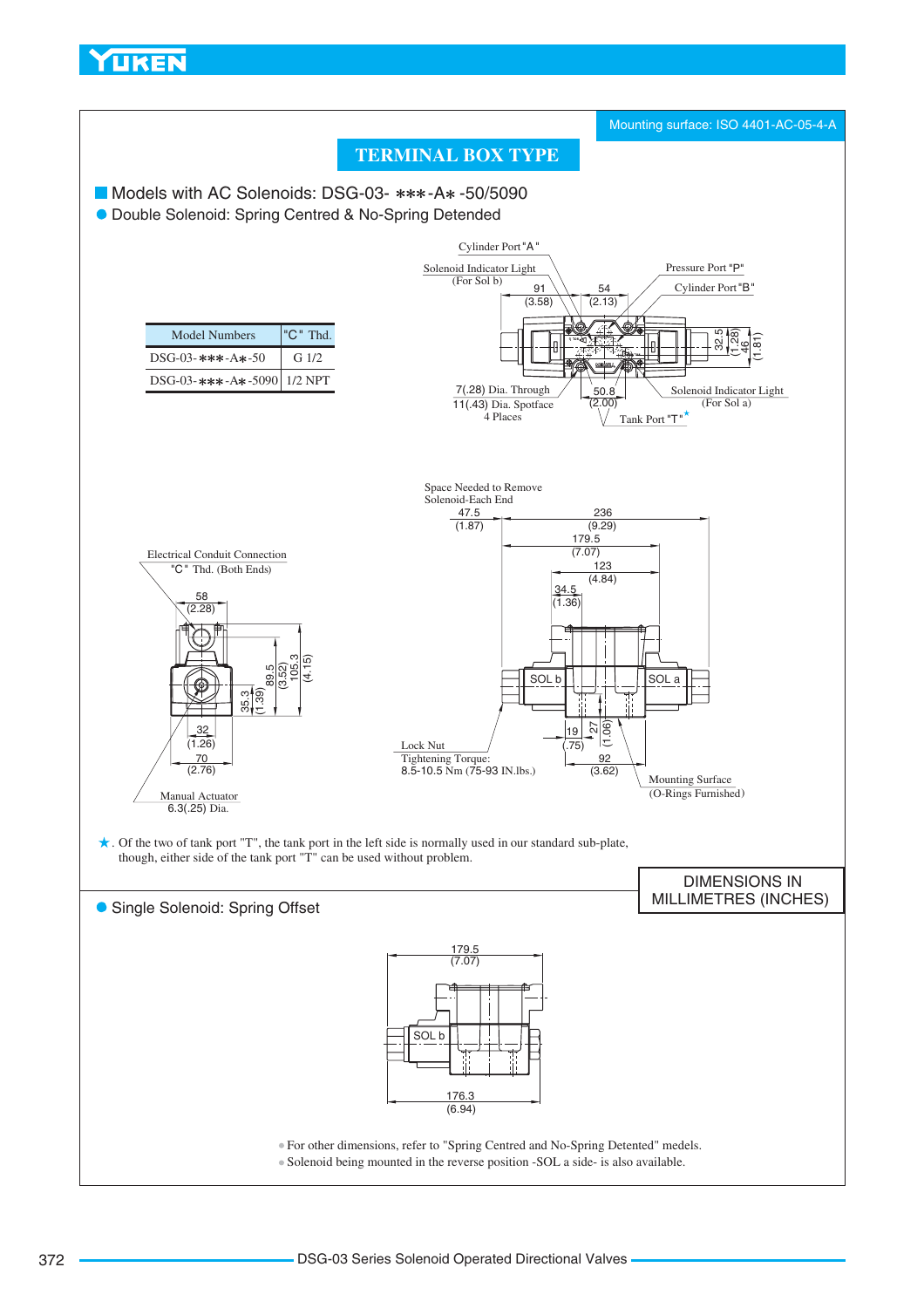Mounting surface: ISO 4401-AC-05-4-A

# TERMINAL BOX TYPE

## Models with AC Solenoids: DSG-03- ∗∗∗-A∗ -50/5090

### Double Solenoid: Spring Centred & No-Spring Detended

| Model Numbers | "C" Thd. |
|---|---|
| DSG-03-∗∗∗-A∗-50 | G 1/2 |
| DSG-03-∗∗∗-A∗-5090 | 1/2 NPT |

Cylinder Port "A"
Solenoid Indicator Light (For Sol b)
Pressure Port "P"
Cylinder Port "B"
91 (3.58)
54 (2.13)
32.5 (1.28)
46 (1.81)
7(.28) Dia. Through
11(.43) Dia. Spotface
4 Places
50.8 (2.00)
Solenoid Indicator Light (For Sol a)
Tank Port "T" ★

Space Needed to Remove Solenoid-Each End
47.5 (1.87)
236 (9.29)
179.5 (7.07)
123 (4.84)
34.5 (1.36)

Electrical Conduit Connection
"C" Thd. (Both Ends)
58 (2.28)
89.5 (3.52)
105.3 (4.15)
35.3 (1.39)
32 (1.26)
70 (2.76)
Manual Actuator
6.3(.25) Dia.

SOL b
SOL a
Lock Nut
Tightening Torque:
8.5-10.5 Nm (75-93 IN.lbs.)
19 (.75)
27 (1.06)
92 (3.62)
Mounting Surface (O-Rings Furnished)

★. Of the two of tank port "T", the tank port in the left side is normally used in our standard sub-plate, though, either side of the tank port "T" can be used without problem.

DIMENSIONS IN MILLIMETRES (INCHES)

### Single Solenoid: Spring Offset

179.5 (7.07)
SOL b
176.3 (6.94)

- For other dimensions, refer to "Spring Centred and No-Spring Detented" models.
- Solenoid being mounted in the reverse position -SOL a side- is also available.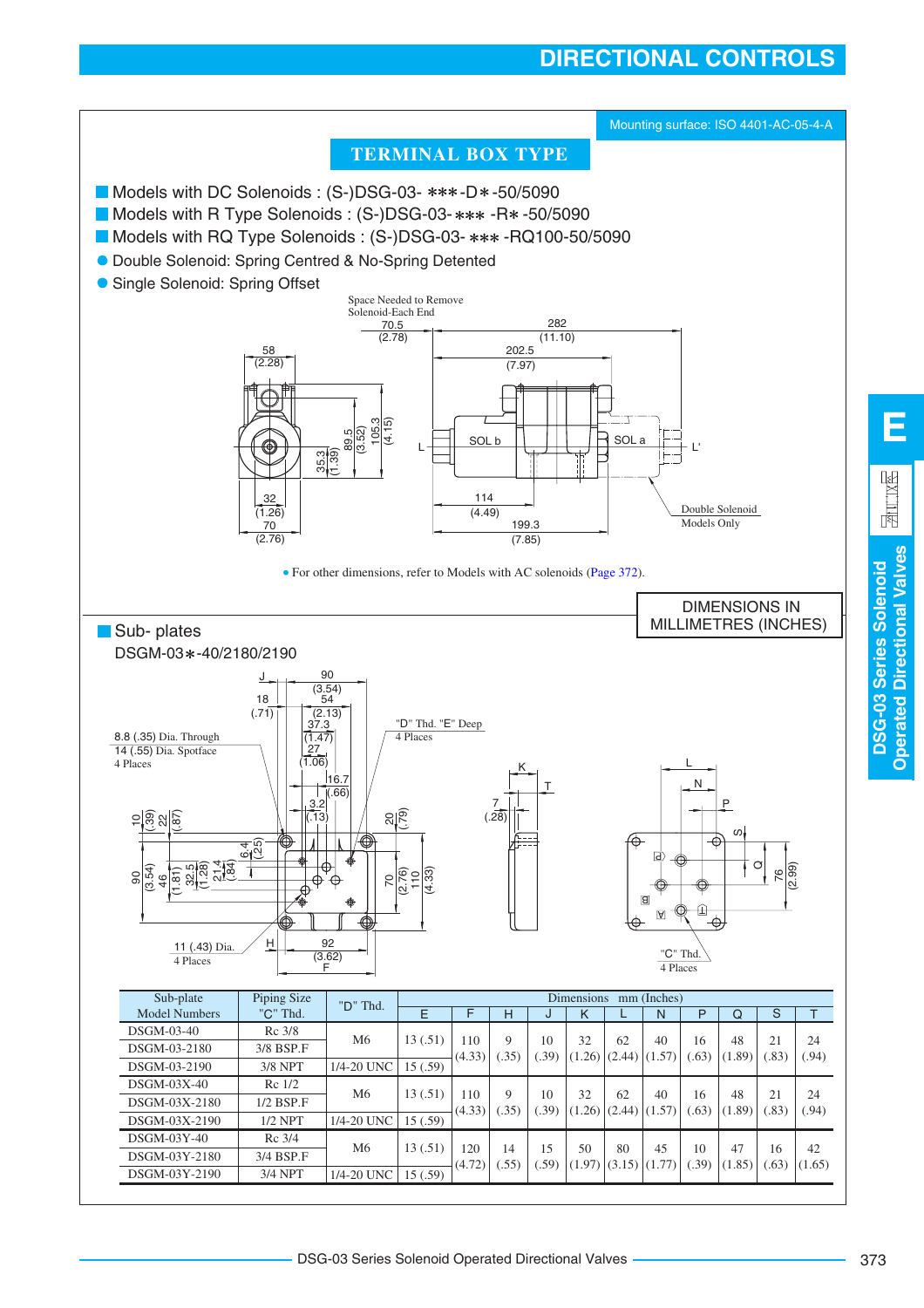# DIRECTIONAL CONTROLS

Mounting surface: ISO 4401-AC-05-4-A

## TERMINAL BOX TYPE

- Models with DC Solenoids : (S-)DSG-03- ∗∗∗-D∗-50/5090
- Models with R Type Solenoids : (S-)DSG-03- ∗∗∗ -R∗ -50/5090
- Models with RQ Type Solenoids : (S-)DSG-03- ∗∗∗ -RQ100-50/5090
- Double Solenoid: Spring Centred & No-Spring Detented
- Single Solenoid: Spring Offset

Space Needed to Remove Solenoid-Each End 70.5 (2.78)

58 (2.28), 282 (11.10), 202.5 (7.97), 89.5 (3.52), 105.3 (4.15), 35.3 (1.39), 32 (1.26), 70 (2.76), 114 (4.49), 199.3 (7.85)

SOL b, SOL a, L, L'

Double Solenoid Models Only

• For other dimensions, refer to Models with AC solenoids (Page 372).

DIMENSIONS IN MILLIMETRES (INCHES)

## Sub- plates

DSGM-03∗-40/2180/2190

8.8 (.35) Dia. Through
14 (.55) Dia. Spotface
4 Places

"D" Thd. "E" Deep
4 Places

11 (.43) Dia.
4 Places

"C" Thd.
4 Places

| Sub-plate Model Numbers | Piping Size "C" Thd. | "D" Thd. | Dimensions mm (Inches) | | | | | | | | | | |
|---|---|---|---|---|---|---|---|---|---|---|---|---|---|
| | | | E | F | H | J | K | L | N | P | Q | S | T |
| DSGM-03-40 | Rc 3/8 | M6 | 13 (.51) | 110 (4.33) | 9 (.35) | 10 (.39) | 32 (1.26) | 62 (2.44) | 40 (1.57) | 16 (.63) | 48 (1.89) | 21 (.83) | 24 (.94) |
| DSGM-03-2180 | 3/8 BSP.F | | | | | | | | | | | | |
| DSGM-03-2190 | 3/8 NPT | 1/4-20 UNC | 15 (.59) | | | | | | | | | | |
| DSGM-03X-40 | Rc 1/2 | M6 | 13 (.51) | 110 (4.33) | 9 (.35) | 10 (.39) | 32 (1.26) | 62 (2.44) | 40 (1.57) | 16 (.63) | 48 (1.89) | 21 (.83) | 24 (.94) |
| DSGM-03X-2180 | 1/2 BSP.F | | | | | | | | | | | | |
| DSGM-03X-2190 | 1/2 NPT | 1/4-20 UNC | 15 (.59) | | | | | | | | | | |
| DSGM-03Y-40 | Rc 3/4 | M6 | 13 (.51) | 120 (4.72) | 14 (.55) | 15 (.59) | 50 (1.97) | 80 (3.15) | 45 (1.77) | 10 (.39) | 47 (1.85) | 16 (.63) | 42 (1.65) |
| DSGM-03Y-2180 | 3/4 BSP.F | | | | | | | | | | | | |
| DSGM-03Y-2190 | 3/4 NPT | 1/4-20 UNC | 15 (.59) | | | | | | | | | | |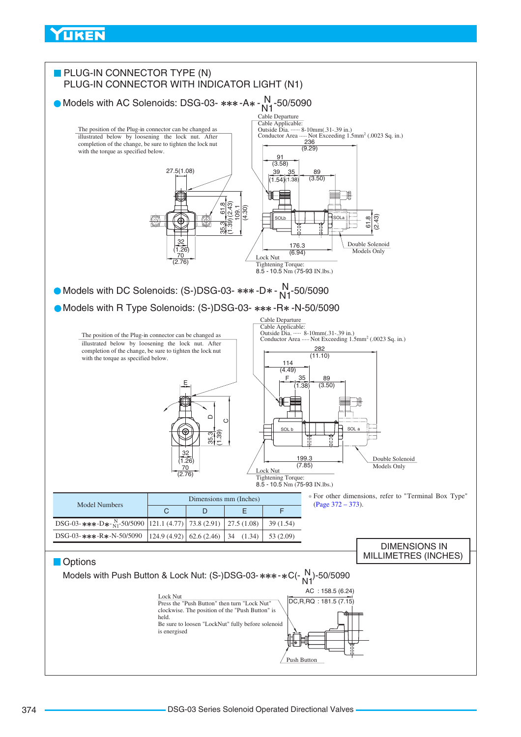## PLUG-IN CONNECTOR TYPE (N)
## PLUG-IN CONNECTOR WITH INDICATOR LIGHT (N1)

### Models with AC Solenoids: DSG-03- ∗∗∗ -A∗ - N/N1 -50/5090

Cable Departure
Cable Applicable:
Outside Dia. ······ 8-10mm(.31-.39 in.)
Conductor Area ····· Not Exceeding 1.5mm² (.0023 Sq. in.)

The position of the Plug-in connector can be changed as illustrated below by loosening the lock nut. After completion of the change, be sure to tighten the lock nut with the torque as specified below.

27.5(1.08)

236 (9.29)
91 (3.58)
39 (1.54)
35 (1.38)
89 (3.50)

61.8 (2.43)
109.1 (4.30)
35.3 (1.39)

SOLb
SOLa

61.8 (2.43)

32 (1.26)
70 (2.76)

176.3 (6.94)

Double Solenoid Models Only

Lock Nut
Tightening Torque:
8.5 - 10.5 Nm (75-93 IN.lbs.)

### Models with DC Solenoids: (S-)DSG-03- ∗∗∗ -D∗ - N/N1 -50/5090

### Models with R Type Solenoids: (S-)DSG-03- ∗∗∗ -R∗ -N-50/5090

Cable Departure
Cable Applicable:
Outside Dia. ····· 8-10mm(.31-.39 in.)
Conductor Area ····· Not Exceeding 1.5mm² (.0023 Sq. in.)

The position of the Plug-in connector can be changed as illustrated below by loosening the lock nut. After completion of the change, be sure to tighten the lock nut with the torque as specified below.

E

D
C
35.3 (1.39)

282 (11.10)
114 (4.49)
F
35 (1.38)
89 (3.50)

SOL b
SOL a

32 (1.26)
70 (2.76)

199.3 (7.85)

Double Solenoid Models Only

Lock Nut
Tightening Torque:
8.5 - 10.5 Nm (75-93 IN.lbs.)

| Model Numbers | Dimensions mm (Inches) | | | |
|---|---|---|---|---|
| | C | D | E | F |
| DSG-03-∗∗∗-D∗-N/N1-50/5090 | 121.1 (4.77) | 73.8 (2.91) | 27.5 (1.08) | 39 (1.54) |
| DSG-03-∗∗∗-R∗-N-50/5090 | 124.9 (4.92) | 62.6 (2.46) | 34 (1.34) | 53 (2.09) |

- For other dimensions, refer to "Terminal Box Type" (Page 372 – 373).

DIMENSIONS IN MILLIMETRES (INCHES)

## Options

Models with Push Button & Lock Nut: (S-)DSG-03-∗∗∗-∗C(- N/N1)-50/5090

AC : 158.5 (6.24)
DC,R,RQ : 181.5 (7.15)

Lock Nut
Press the "Push Button" then turn "Lock Nut" clockwise. The position of the "Push Button" is held.
Be sure to loosen "LockNut" fully before solenoid is energised

Push Button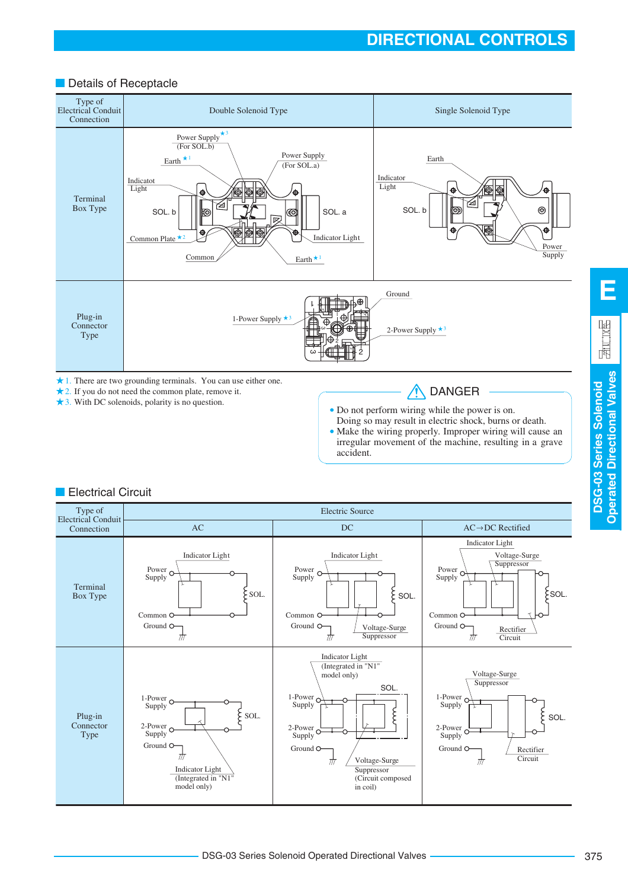## Details of Receptacle

| Type of Electrical Conduit Connection | Double Solenoid Type | Single Solenoid Type |
|---|---|---|
| Terminal Box Type | Power Supply ★3 (For SOL.b); Earth ★1; Power Supply (For SOL.a); Indicatot Light; SOL. b; SOL. a; Common Plate ★2; Indicator Light; Common; Earth ★1 | Earth; Indicator Light; SOL. b; Power Supply |
| Plug-in Connector Type | Ground; 1-Power Supply ★3; 2-Power Supply ★3 | |

★1. There are two grounding terminals. You can use either one.
★2. If you do not need the common plate, remove it.
★3. With DC solenoids, polarity is no question.

**⚠ DANGER**

- Do not perform wiring while the power is on. Doing so may result in electric shock, burns or death.
- Make the wiring properly. Improper wiring will cause an irregular movement of the machine, resulting in a grave accident.

## Electrical Circuit

| Type of Electrical Conduit Connection | Electric Source | | |
|---|---|---|---|
| | AC | DC | AC→DC Rectified |
| Terminal Box Type | Indicator Light; Power Supply; SOL.; Common; Ground | Indicator Light; Power Supply; SOL.; Common; Ground; Voltage-Surge Suppressor | Indicator Light; Voltage-Surge Suppressor; Power Supply; SOL.; Common; Ground; Rectifier Circuit |
| Plug-in Connector Type | 1-Power Supply; 2-Power Supply; Ground; SOL.; Indicator Light (Integrated in "N1" model only) | Indicator Light (Integrated in "N1" model only); SOL.; 1-Power Supply; 2-Power Supply; Ground; Voltage-Surge Suppressor (Circuit composed in coil) | Voltage-Surge Suppressor; 1-Power Supply; 2-Power Supply; Ground; SOL.; Rectifier Circuit |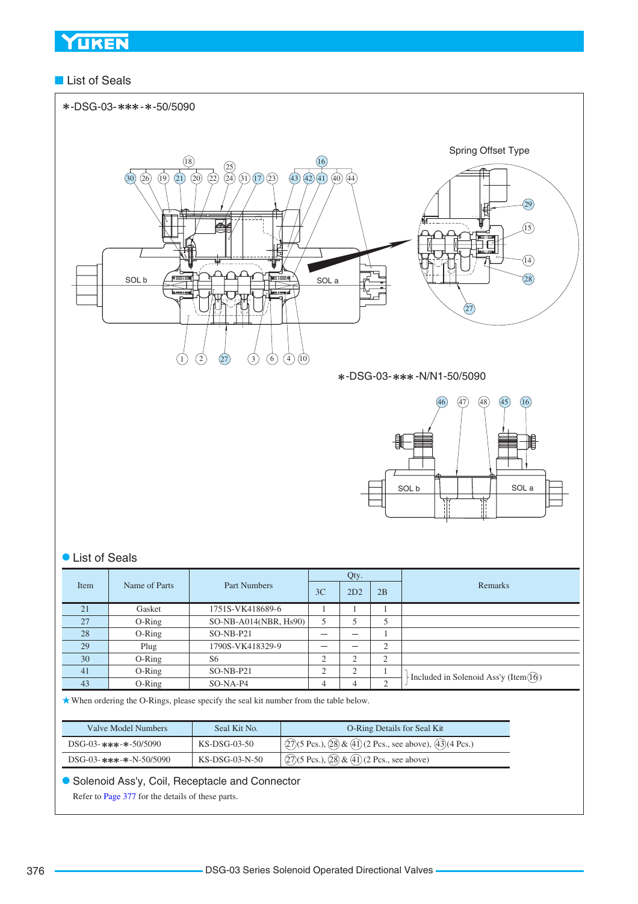## List of Seals

∗-DSG-03-∗∗∗-∗-50/5090

Spring Offset Type

SOL b

SOL a

∗-DSG-03-∗∗∗-N/N1-50/5090

SOL b

SOL a

### List of Seals

| Item | Name of Parts | Part Numbers | Qty. | | | Remarks |
|---|---|---|---|---|---|---|
| | | | 3C | 2D2 | 2B | |
| 21 | Gasket | 1751S-VK418689-6 | 1 | 1 | 1 | |
| 27 | O-Ring | SO-NB-A014(NBR, Hs90) | 5 | 5 | 5 | |
| 28 | O-Ring | SO-NB-P21 | — | — | 1 | |
| 29 | Plug | 1790S-VK418329-9 | — | — | 2 | |
| 30 | O-Ring | S6 | 2 | 2 | 2 | |
| 41 | O-Ring | SO-NB-P21 | 2 | 2 | 1 | Included in Solenoid Ass'y (Item ⑯) |
| 43 | O-Ring | SO-NA-P4 | 4 | 4 | 2 | Included in Solenoid Ass'y (Item ⑯) |

★When ordering the O-Rings, please specify the seal kit number from the table below.

| Valve Model Numbers | Seal Kit No. | O-Ring Details for Seal Kit |
|---|---|---|
| DSG-03-∗∗∗-∗-50/5090 | KS-DSG-03-50 | ㉗(5 Pcs.), ㉘ & ㊶ (2 Pcs., see above), ㊸(4 Pcs.) |
| DSG-03-∗∗∗-∗-N-50/5090 | KS-DSG-03-N-50 | ㉗(5 Pcs.), ㉘ & ㊶ (2 Pcs., see above) |

### Solenoid Ass'y, Coil, Receptacle and Connector

Refer to Page 377 for the details of these parts.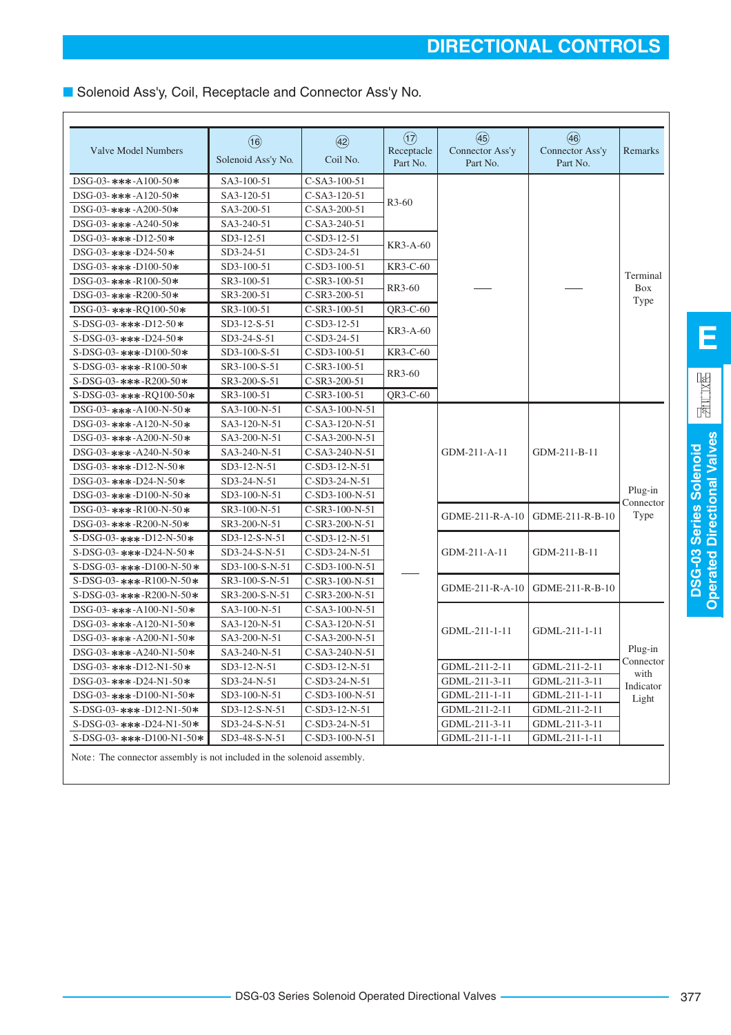## Solenoid Ass'y, Coil, Receptacle and Connector Ass'y No.

| Valve Model Numbers | (16) Solenoid Ass'y No. | (42) Coil No. | (17) Receptacle Part No. | (45) Connector Ass'y Part No. | (46) Connector Ass'y Part No. | Remarks |
|---|---|---|---|---|---|---|
| DSG-03-∗∗∗-A100-50∗ | SA3-100-51 | C-SA3-100-51 | R3-60 | — | — | Terminal Box Type |
| DSG-03-∗∗∗-A120-50∗ | SA3-120-51 | C-SA3-120-51 | R3-60 | — | — | Terminal Box Type |
| DSG-03-∗∗∗-A200-50∗ | SA3-200-51 | C-SA3-200-51 | R3-60 | — | — | Terminal Box Type |
| DSG-03-∗∗∗-A240-50∗ | SA3-240-51 | C-SA3-240-51 | R3-60 | — | — | Terminal Box Type |
| DSG-03-∗∗∗-D12-50∗ | SD3-12-51 | C-SD3-12-51 | KR3-A-60 | — | — | Terminal Box Type |
| DSG-03-∗∗∗-D24-50∗ | SD3-24-51 | C-SD3-24-51 | KR3-A-60 | — | — | Terminal Box Type |
| DSG-03-∗∗∗-D100-50∗ | SD3-100-51 | C-SD3-100-51 | KR3-C-60 | — | — | Terminal Box Type |
| DSG-03-∗∗∗-R100-50∗ | SR3-100-51 | C-SR3-100-51 | RR3-60 | — | — | Terminal Box Type |
| DSG-03-∗∗∗-R200-50∗ | SR3-200-51 | C-SR3-200-51 | RR3-60 | — | — | Terminal Box Type |
| DSG-03-∗∗∗-RQ100-50∗ | SR3-100-51 | C-SR3-100-51 | QR3-C-60 | — | — | Terminal Box Type |
| S-DSG-03-∗∗∗-D12-50∗ | SD3-12-S-51 | C-SD3-12-51 | KR3-A-60 | — | — | Terminal Box Type |
| S-DSG-03-∗∗∗-D24-50∗ | SD3-24-S-51 | C-SD3-24-51 | KR3-A-60 | — | — | Terminal Box Type |
| S-DSG-03-∗∗∗-D100-50∗ | SD3-100-S-51 | C-SD3-100-51 | KR3-C-60 | — | — | Terminal Box Type |
| S-DSG-03-∗∗∗-R100-50∗ | SR3-100-S-51 | C-SR3-100-51 | RR3-60 | — | — | Terminal Box Type |
| S-DSG-03-∗∗∗-R200-50∗ | SR3-200-S-51 | C-SR3-200-51 | RR3-60 | — | — | Terminal Box Type |
| S-DSG-03-∗∗∗-RQ100-50∗ | SR3-100-51 | C-SR3-100-51 | QR3-C-60 | — | — | Terminal Box Type |
| DSG-03-∗∗∗-A100-N-50∗ | SA3-100-N-51 | C-SA3-100-N-51 | — | GDM-211-A-11 | GDM-211-B-11 | Plug-in Connector Type |
| DSG-03-∗∗∗-A120-N-50∗ | SA3-120-N-51 | C-SA3-120-N-51 | — | GDM-211-A-11 | GDM-211-B-11 | Plug-in Connector Type |
| DSG-03-∗∗∗-A200-N-50∗ | SA3-200-N-51 | C-SA3-200-N-51 | — | GDM-211-A-11 | GDM-211-B-11 | Plug-in Connector Type |
| DSG-03-∗∗∗-A240-N-50∗ | SA3-240-N-51 | C-SA3-240-N-51 | — | GDM-211-A-11 | GDM-211-B-11 | Plug-in Connector Type |
| DSG-03-∗∗∗-D12-N-50∗ | SD3-12-N-51 | C-SD3-12-N-51 | — | GDM-211-A-11 | GDM-211-B-11 | Plug-in Connector Type |
| DSG-03-∗∗∗-D24-N-50∗ | SD3-24-N-51 | C-SD3-24-N-51 | — | GDM-211-A-11 | GDM-211-B-11 | Plug-in Connector Type |
| DSG-03-∗∗∗-D100-N-50∗ | SD3-100-N-51 | C-SD3-100-N-51 | — | GDM-211-A-11 | GDM-211-B-11 | Plug-in Connector Type |
| DSG-03-∗∗∗-R100-N-50∗ | SR3-100-N-51 | C-SR3-100-N-51 | — | GDME-211-R-A-10 | GDME-211-R-B-10 | Plug-in Connector Type |
| DSG-03-∗∗∗-R200-N-50∗ | SR3-200-N-51 | C-SR3-200-N-51 | — | GDME-211-R-A-10 | GDME-211-R-B-10 | Plug-in Connector Type |
| S-DSG-03-∗∗∗-D12-N-50∗ | SD3-12-S-N-51 | C-SD3-12-N-51 | — | GDM-211-A-11 | GDM-211-B-11 | Plug-in Connector Type |
| S-DSG-03-∗∗∗-D24-N-50∗ | SD3-24-S-N-51 | C-SD3-24-N-51 | — | GDM-211-A-11 | GDM-211-B-11 | Plug-in Connector Type |
| S-DSG-03-∗∗∗-D100-N-50∗ | SD3-100-S-N-51 | C-SD3-100-N-51 | — | GDM-211-A-11 | GDM-211-B-11 | Plug-in Connector Type |
| S-DSG-03-∗∗∗-R100-N-50∗ | SR3-100-S-N-51 | C-SR3-100-N-51 | — | GDME-211-R-A-10 | GDME-211-R-B-10 | Plug-in Connector Type |
| S-DSG-03-∗∗∗-R200-N-50∗ | SR3-200-S-N-51 | C-SR3-200-N-51 | — | GDME-211-R-A-10 | GDME-211-R-B-10 | Plug-in Connector Type |
| DSG-03-∗∗∗-A100-N1-50∗ | SA3-100-N-51 | C-SA3-100-N-51 | — | GDML-211-1-11 | GDML-211-1-11 | Plug-in Connector with Indicator Light |
| DSG-03-∗∗∗-A120-N1-50∗ | SA3-120-N-51 | C-SA3-120-N-51 | — | GDML-211-1-11 | GDML-211-1-11 | Plug-in Connector with Indicator Light |
| DSG-03-∗∗∗-A200-N1-50∗ | SA3-200-N-51 | C-SA3-200-N-51 | — | GDML-211-1-11 | GDML-211-1-11 | Plug-in Connector with Indicator Light |
| DSG-03-∗∗∗-A240-N1-50∗ | SA3-240-N-51 | C-SA3-240-N-51 | — | GDML-211-1-11 | GDML-211-1-11 | Plug-in Connector with Indicator Light |
| DSG-03-∗∗∗-D12-N1-50∗ | SD3-12-N-51 | C-SD3-12-N-51 | — | GDML-211-2-11 | GDML-211-2-11 | Plug-in Connector with Indicator Light |
| DSG-03-∗∗∗-D24-N1-50∗ | SD3-24-N-51 | C-SD3-24-N-51 | — | GDML-211-3-11 | GDML-211-3-11 | Plug-in Connector with Indicator Light |
| DSG-03-∗∗∗-D100-N1-50∗ | SD3-100-N-51 | C-SD3-100-N-51 | — | GDML-211-1-11 | GDML-211-1-11 | Plug-in Connector with Indicator Light |
| S-DSG-03-∗∗∗-D12-N1-50∗ | SD3-12-S-N-51 | C-SD3-12-N-51 | — | GDML-211-2-11 | GDML-211-2-11 | Plug-in Connector with Indicator Light |
| S-DSG-03-∗∗∗-D24-N1-50∗ | SD3-24-S-N-51 | C-SD3-24-N-51 | — | GDML-211-3-11 | GDML-211-3-11 | Plug-in Connector with Indicator Light |
| S-DSG-03-∗∗∗-D100-N1-50∗ | SD3-48-S-N-51 | C-SD3-100-N-51 | — | GDML-211-1-11 | GDML-211-1-11 | Plug-in Connector with Indicator Light |

Note: The connector assembly is not included in the solenoid assembly.